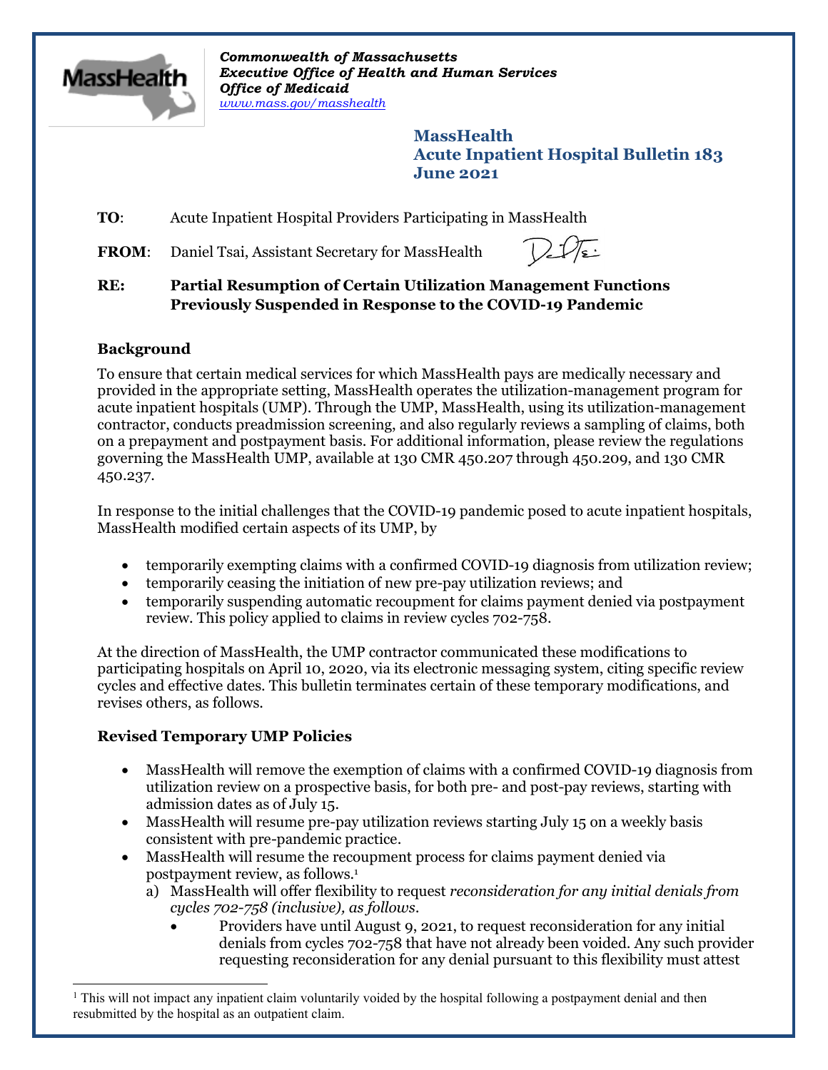*Commonwealth of Massachusetts*
***Executive Office of Health and Human Services***
***Office of Medicaid***
*www.mass.gov/masshealth*

**MassHealth**
**Acute Inpatient Hospital Bulletin 183**
**June 2021**

**TO**: Acute Inpatient Hospital Providers Participating in MassHealth

**FROM**: Daniel Tsai, Assistant Secretary for MassHealth

**RE: Partial Resumption of Certain Utilization Management Functions Previously Suspended in Response to the COVID-19 Pandemic**

## Background

To ensure that certain medical services for which MassHealth pays are medically necessary and provided in the appropriate setting, MassHealth operates the utilization-management program for acute inpatient hospitals (UMP). Through the UMP, MassHealth, using its utilization-management contractor, conducts preadmission screening, and also regularly reviews a sampling of claims, both on a prepayment and postpayment basis. For additional information, please review the regulations governing the MassHealth UMP, available at 130 CMR 450.207 through 450.209, and 130 CMR 450.237.

In response to the initial challenges that the COVID-19 pandemic posed to acute inpatient hospitals, MassHealth modified certain aspects of its UMP, by

- temporarily exempting claims with a confirmed COVID-19 diagnosis from utilization review;
- temporarily ceasing the initiation of new pre-pay utilization reviews; and
- temporarily suspending automatic recoupment for claims payment denied via postpayment review. This policy applied to claims in review cycles 702-758.

At the direction of MassHealth, the UMP contractor communicated these modifications to participating hospitals on April 10, 2020, via its electronic messaging system, citing specific review cycles and effective dates. This bulletin terminates certain of these temporary modifications, and revises others, as follows.

## Revised Temporary UMP Policies

- MassHealth will remove the exemption of claims with a confirmed COVID-19 diagnosis from utilization review on a prospective basis, for both pre- and post-pay reviews, starting with admission dates as of July 15.
- MassHealth will resume pre-pay utilization reviews starting July 15 on a weekly basis consistent with pre-pandemic practice.
- MassHealth will resume the recoupment process for claims payment denied via postpayment review, as follows.[1]
  a) MassHealth will offer flexibility to request *reconsideration for any initial denials from cycles 702-758 (inclusive), as follows*.
     - Providers have until August 9, 2021, to request reconsideration for any initial denials from cycles 702-758 that have not already been voided. Any such provider requesting reconsideration for any denial pursuant to this flexibility must attest

[1] This will not impact any inpatient claim voluntarily voided by the hospital following a postpayment denial and then resubmitted by the hospital as an outpatient claim.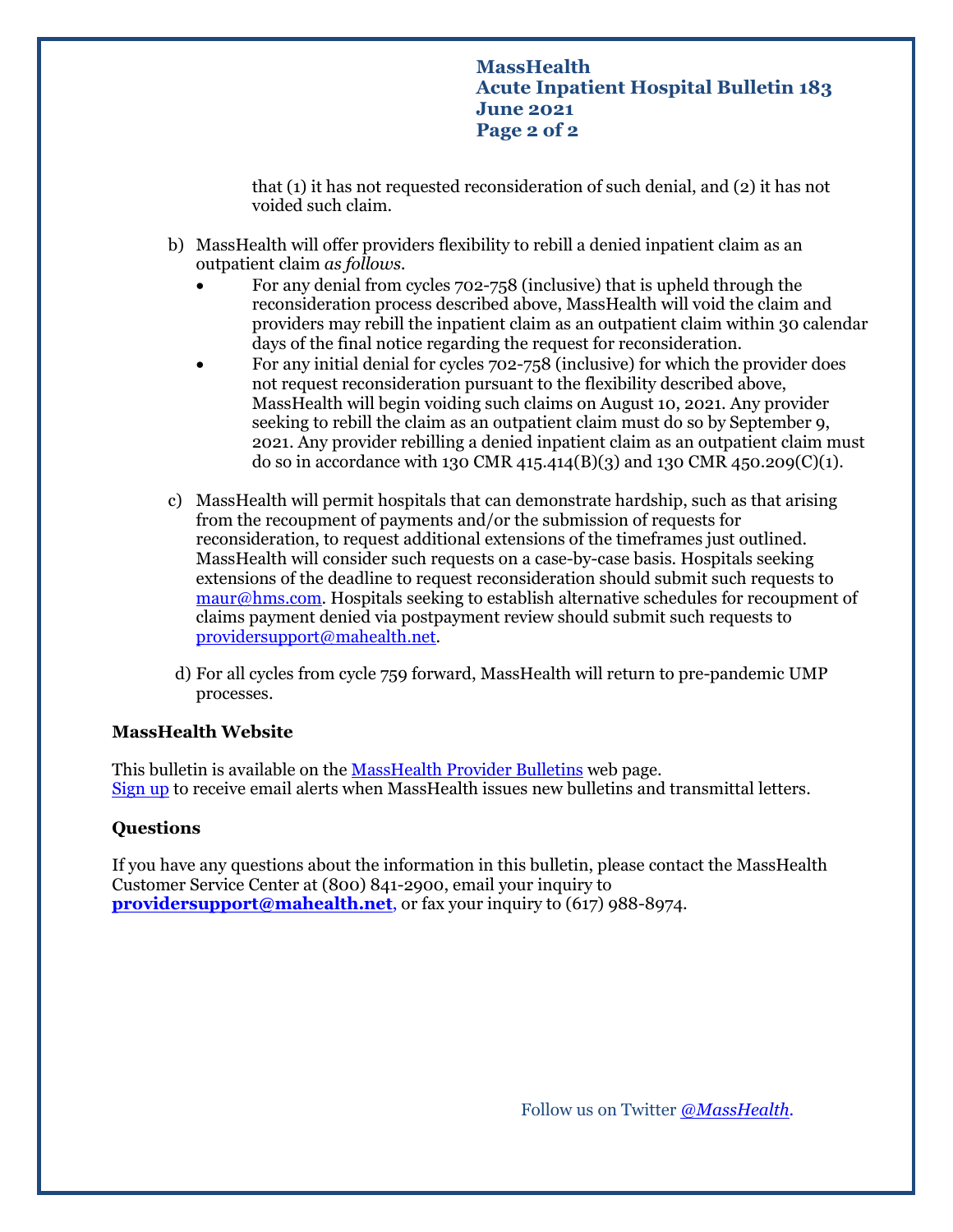that (1) it has not requested reconsideration of such denial, and (2) it has not voided such claim.

b) MassHealth will offer providers flexibility to rebill a denied inpatient claim as an outpatient claim *as follows*.
   - For any denial from cycles 702-758 (inclusive) that is upheld through the reconsideration process described above, MassHealth will void the claim and providers may rebill the inpatient claim as an outpatient claim within 30 calendar days of the final notice regarding the request for reconsideration.
   - For any initial denial for cycles 702-758 (inclusive) for which the provider does not request reconsideration pursuant to the flexibility described above, MassHealth will begin voiding such claims on August 10, 2021. Any provider seeking to rebill the claim as an outpatient claim must do so by September 9, 2021. Any provider rebilling a denied inpatient claim as an outpatient claim must do so in accordance with 130 CMR 415.414(B)(3) and 130 CMR 450.209(C)(1).

c) MassHealth will permit hospitals that can demonstrate hardship, such as that arising from the recoupment of payments and/or the submission of requests for reconsideration, to request additional extensions of the timeframes just outlined. MassHealth will consider such requests on a case-by-case basis. Hospitals seeking extensions of the deadline to request reconsideration should submit such requests to maur@hms.com. Hospitals seeking to establish alternative schedules for recoupment of claims payment denied via postpayment review should submit such requests to providersupport@mahealth.net.

d) For all cycles from cycle 759 forward, MassHealth will return to pre-pandemic UMP processes.

### MassHealth Website

This bulletin is available on the MassHealth Provider Bulletins web page.
Sign up to receive email alerts when MassHealth issues new bulletins and transmittal letters.

### Questions

If you have any questions about the information in this bulletin, please contact the MassHealth Customer Service Center at (800) 841-2900, email your inquiry to **providersupport@mahealth.net**, or fax your inquiry to (617) 988-8974.

Follow us on Twitter *@MassHealth*.